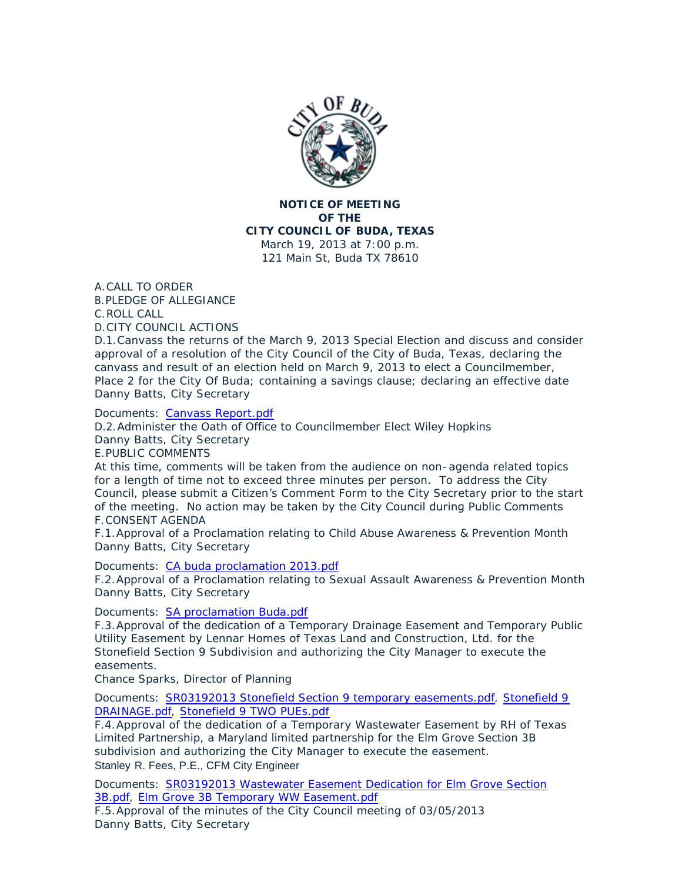**NOTICE OF MEETING**
**OF THE**
**CITY COUNCIL OF BUDA, TEXAS**
March 19, 2013 at 7:00 p.m.
121 Main St, Buda TX 78610

A. CALL TO ORDER
B. PLEDGE OF ALLEGIANCE
C. ROLL CALL
D. CITY COUNCIL ACTIONS
D.1. Canvass the returns of the March 9, 2013 Special Election and discuss and consider approval of a resolution of the City Council of the City of Buda, Texas, declaring the canvass and result of an election held on March 9, 2013 to elect a Councilmember, Place 2 for the City Of Buda; containing a savings clause; declaring an effective date
Danny Batts, City Secretary

Documents: Canvass Report.pdf

D.2. Administer the Oath of Office to Councilmember Elect Wiley Hopkins
Danny Batts, City Secretary
E. PUBLIC COMMENTS
At this time, comments will be taken from the audience on non-agenda related topics for a length of time not to exceed three minutes per person. To address the City Council, please submit a Citizen's Comment Form to the City Secretary prior to the start of the meeting. No action may be taken by the City Council during Public Comments
F. CONSENT AGENDA
F.1. Approval of a Proclamation relating to Child Abuse Awareness & Prevention Month
Danny Batts, City Secretary

Documents: CA buda proclamation 2013.pdf

F.2. Approval of a Proclamation relating to Sexual Assault Awareness & Prevention Month
Danny Batts, City Secretary

Documents: SA proclamation Buda.pdf

F.3. Approval of the dedication of a Temporary Drainage Easement and Temporary Public Utility Easement by Lennar Homes of Texas Land and Construction, Ltd. for the Stonefield Section 9 Subdivision and authorizing the City Manager to execute the easements.
Chance Sparks, Director of Planning

Documents: SR03192013 Stonefield Section 9 temporary easements.pdf, Stonefield 9 DRAINAGE.pdf, Stonefield 9 TWO PUEs.pdf

F.4. Approval of the dedication of a Temporary Wastewater Easement by RH of Texas Limited Partnership, a Maryland limited partnership for the Elm Grove Section 3B subdivision and authorizing the City Manager to execute the easement.
Stanley R. Fees, P.E., CFM City Engineer

Documents: SR03192013 Wastewater Easement Dedication for Elm Grove Section 3B.pdf, Elm Grove 3B Temporary WW Easement.pdf

F.5. Approval of the minutes of the City Council meeting of 03/05/2013
Danny Batts, City Secretary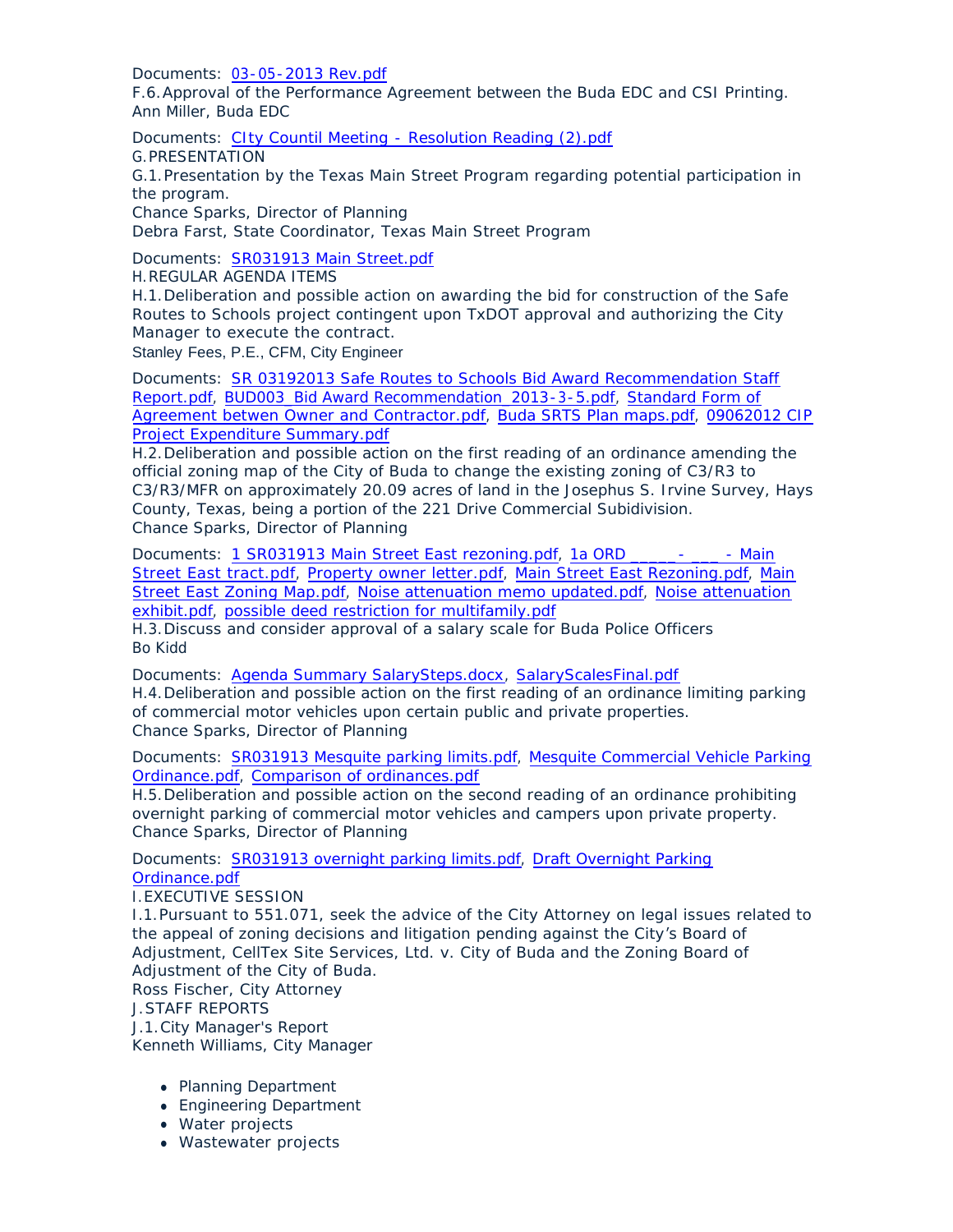Documents: 03-05-2013 Rev.pdf

F.6. Approval of the Performance Agreement between the Buda EDC and CSI Printing.
Ann Miller, Buda EDC

Documents: CIty Countil Meeting - Resolution Reading (2).pdf

G. PRESENTATION

G.1. Presentation by the Texas Main Street Program regarding potential participation in the program.
Chance Sparks, Director of Planning
Debra Farst, State Coordinator, Texas Main Street Program

Documents: SR031913 Main Street.pdf

H. REGULAR AGENDA ITEMS

H.1. Deliberation and possible action on awarding the bid for construction of the Safe Routes to Schools project contingent upon TxDOT approval and authorizing the City Manager to execute the contract.
Stanley Fees, P.E., CFM, City Engineer

Documents: SR 03192013 Safe Routes to Schools Bid Award Recommendation Staff Report.pdf, BUD003_Bid Award Recommendation_2013-3-5.pdf, Standard Form of Agreement betwen Owner and Contractor.pdf, Buda SRTS Plan maps.pdf, 09062012 CIP Project Expenditure Summary.pdf

H.2. Deliberation and possible action on the first reading of an ordinance amending the official zoning map of the City of Buda to change the existing zoning of C3/R3 to C3/R3/MFR on approximately 20.09 acres of land in the Josephus S. Irvine Survey, Hays County, Texas, being a portion of the 221 Drive Commercial Subidivision.
Chance Sparks, Director of Planning

Documents: 1 SR031913 Main Street East rezoning.pdf, 1a ORD _____-___ - Main Street East tract.pdf, Property owner letter.pdf, Main Street East Rezoning.pdf, Main Street East Zoning Map.pdf, Noise attenuation memo updated.pdf, Noise attenuation exhibit.pdf, possible deed restriction for multifamily.pdf

H.3. Discuss and consider approval of a salary scale for Buda Police Officers
Bo Kidd

Documents: Agenda Summary SalarySteps.docx, SalaryScalesFinal.pdf

H.4. Deliberation and possible action on the first reading of an ordinance limiting parking of commercial motor vehicles upon certain public and private properties.
Chance Sparks, Director of Planning

Documents: SR031913 Mesquite parking limits.pdf, Mesquite Commercial Vehicle Parking Ordinance.pdf, Comparison of ordinances.pdf

H.5. Deliberation and possible action on the second reading of an ordinance prohibiting overnight parking of commercial motor vehicles and campers upon private property.
Chance Sparks, Director of Planning

Documents: SR031913 overnight parking limits.pdf, Draft Overnight Parking Ordinance.pdf

I. EXECUTIVE SESSION

I.1. Pursuant to 551.071, seek the advice of the City Attorney on legal issues related to the appeal of zoning decisions and litigation pending against the City's Board of Adjustment, CellTex Site Services, Ltd. v. City of Buda and the Zoning Board of Adjustment of the City of Buda.
Ross Fischer, City Attorney

J. STAFF REPORTS

J.1. City Manager's Report
Kenneth Williams, City Manager

- Planning Department
- Engineering Department
- Water projects
- Wastewater projects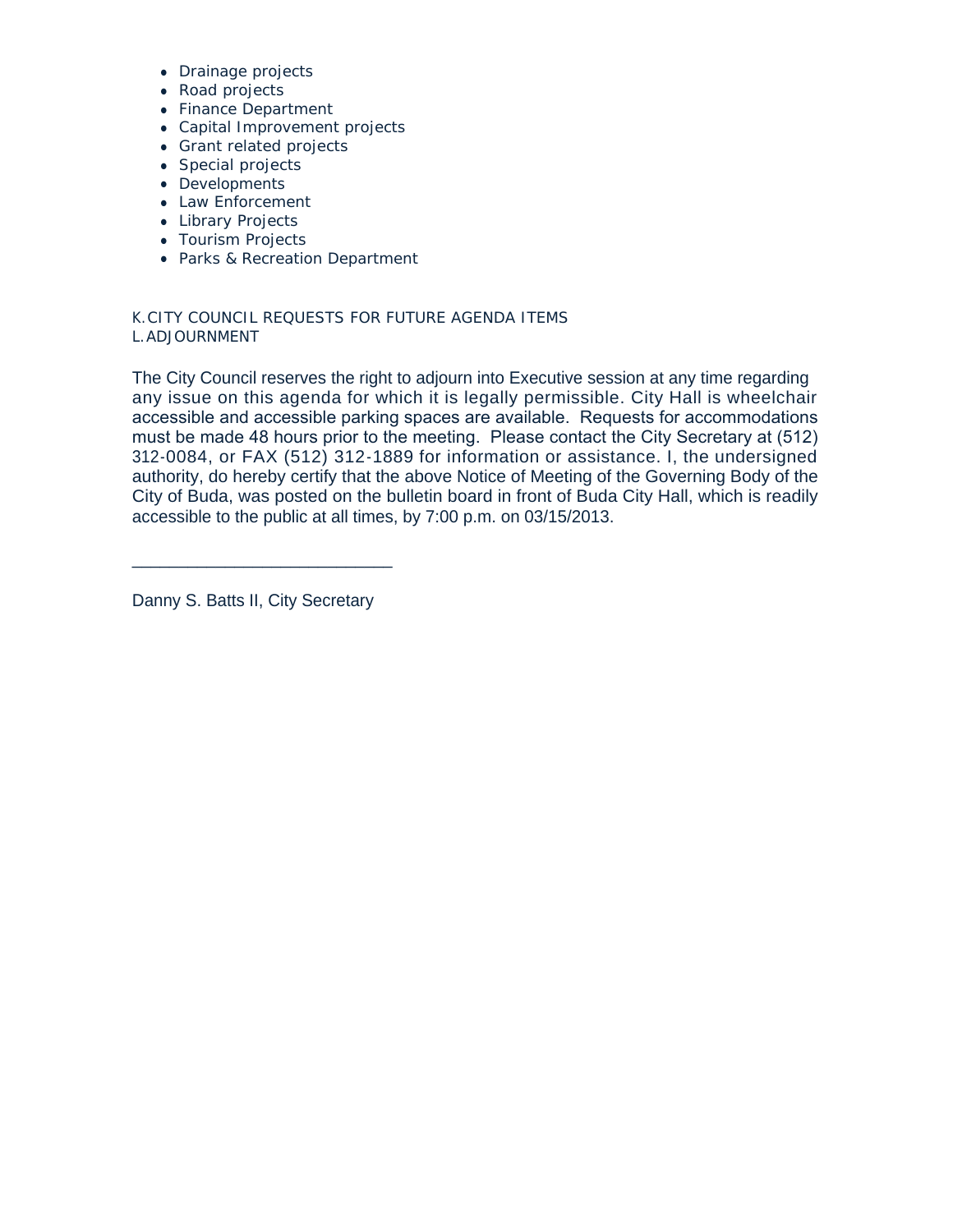- Drainage projects
- Road projects
- Finance Department
- Capital Improvement projects
- Grant related projects
- Special projects
- Developments
- Law Enforcement
- Library Projects
- Tourism Projects
- Parks & Recreation Department

K. CITY COUNCIL REQUESTS FOR FUTURE AGENDA ITEMS
L. ADJOURNMENT

The City Council reserves the right to adjourn into Executive session at any time regarding any issue on this agenda for which it is legally permissible. City Hall is wheelchair accessible and accessible parking spaces are available. Requests for accommodations must be made 48 hours prior to the meeting. Please contact the City Secretary at (512) 312-0084, or FAX (512) 312-1889 for information or assistance. I, the undersigned authority, do hereby certify that the above Notice of Meeting of the Governing Body of the City of Buda, was posted on the bulletin board in front of Buda City Hall, which is readily accessible to the public at all times, by 7:00 p.m. on 03/15/2013.

___________________________

Danny S. Batts II, City Secretary